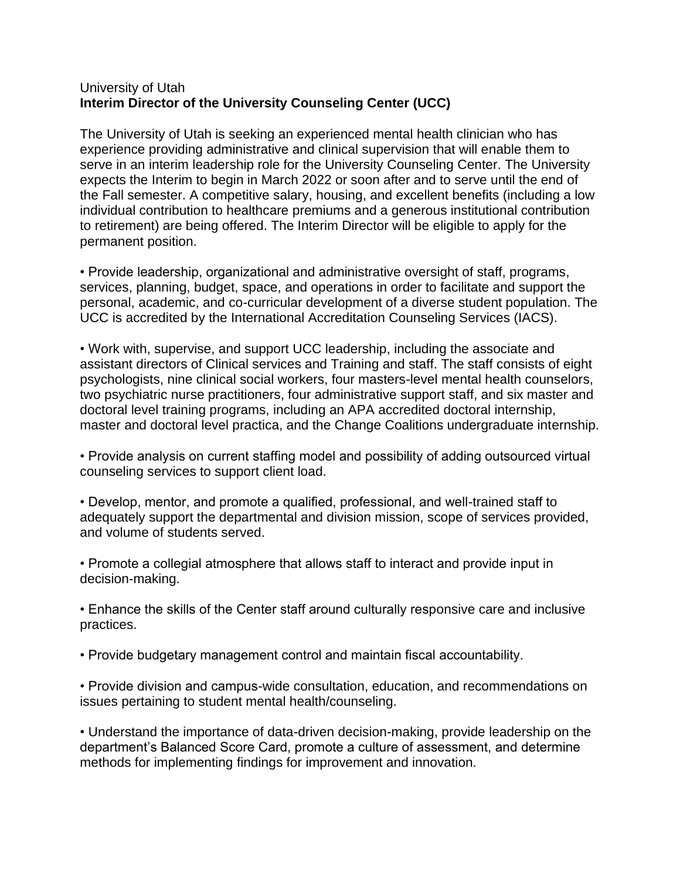University of Utah
**Interim Director of the University Counseling Center (UCC)**

The University of Utah is seeking an experienced mental health clinician who has experience providing administrative and clinical supervision that will enable them to serve in an interim leadership role for the University Counseling Center. The University expects the Interim to begin in March 2022 or soon after and to serve until the end of the Fall semester. A competitive salary, housing, and excellent benefits (including a low individual contribution to healthcare premiums and a generous institutional contribution to retirement) are being offered. The Interim Director will be eligible to apply for the permanent position.

• Provide leadership, organizational and administrative oversight of staff, programs, services, planning, budget, space, and operations in order to facilitate and support the personal, academic, and co-curricular development of a diverse student population. The UCC is accredited by the International Accreditation Counseling Services (IACS).

• Work with, supervise, and support UCC leadership, including the associate and assistant directors of Clinical services and Training and staff. The staff consists of eight psychologists, nine clinical social workers, four masters-level mental health counselors, two psychiatric nurse practitioners, four administrative support staff, and six master and doctoral level training programs, including an APA accredited doctoral internship, master and doctoral level practica, and the Change Coalitions undergraduate internship.

• Provide analysis on current staffing model and possibility of adding outsourced virtual counseling services to support client load.

• Develop, mentor, and promote a qualified, professional, and well-trained staff to adequately support the departmental and division mission, scope of services provided, and volume of students served.

• Promote a collegial atmosphere that allows staff to interact and provide input in decision-making.

• Enhance the skills of the Center staff around culturally responsive care and inclusive practices.

• Provide budgetary management control and maintain fiscal accountability.

• Provide division and campus-wide consultation, education, and recommendations on issues pertaining to student mental health/counseling.

• Understand the importance of data-driven decision-making, provide leadership on the department's Balanced Score Card, promote a culture of assessment, and determine methods for implementing findings for improvement and innovation.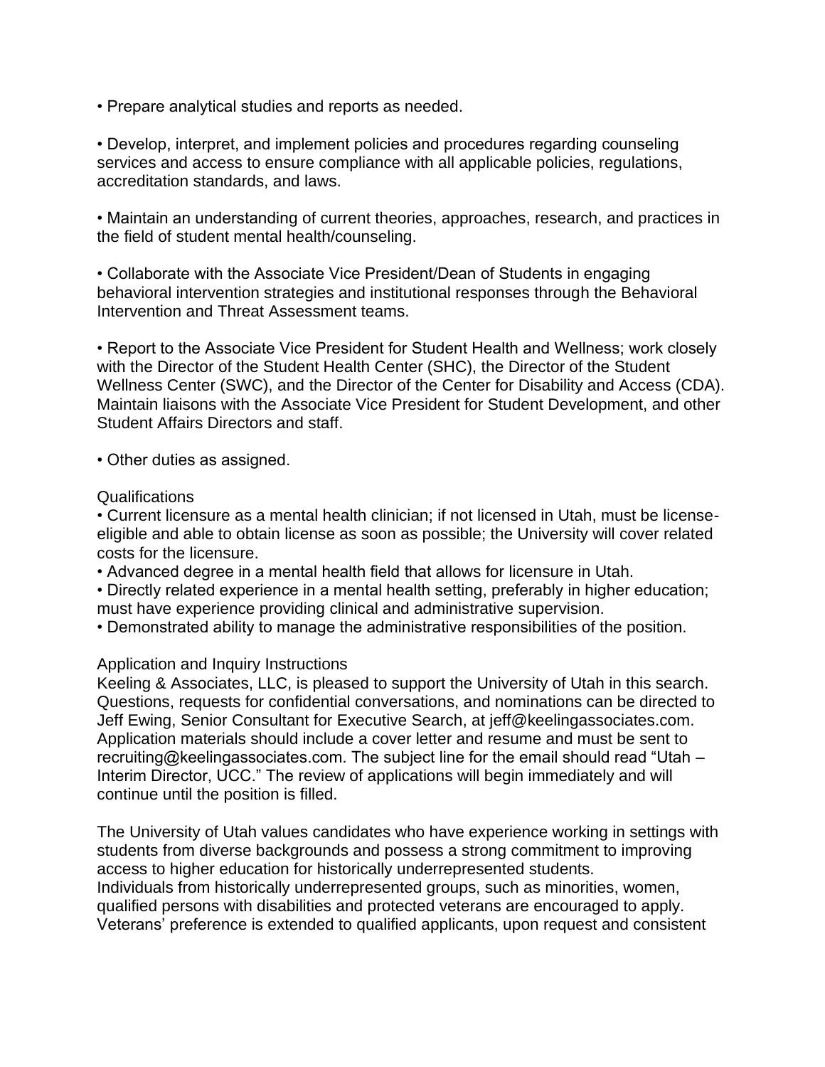- Prepare analytical studies and reports as needed.

- Develop, interpret, and implement policies and procedures regarding counseling services and access to ensure compliance with all applicable policies, regulations, accreditation standards, and laws.

- Maintain an understanding of current theories, approaches, research, and practices in the field of student mental health/counseling.

- Collaborate with the Associate Vice President/Dean of Students in engaging behavioral intervention strategies and institutional responses through the Behavioral Intervention and Threat Assessment teams.

- Report to the Associate Vice President for Student Health and Wellness; work closely with the Director of the Student Health Center (SHC), the Director of the Student Wellness Center (SWC), and the Director of the Center for Disability and Access (CDA). Maintain liaisons with the Associate Vice President for Student Development, and other Student Affairs Directors and staff.

- Other duties as assigned.

Qualifications

- Current licensure as a mental health clinician; if not licensed in Utah, must be license-eligible and able to obtain license as soon as possible; the University will cover related costs for the licensure.
- Advanced degree in a mental health field that allows for licensure in Utah.
- Directly related experience in a mental health setting, preferably in higher education; must have experience providing clinical and administrative supervision.
- Demonstrated ability to manage the administrative responsibilities of the position.

Application and Inquiry Instructions

Keeling & Associates, LLC, is pleased to support the University of Utah in this search. Questions, requests for confidential conversations, and nominations can be directed to Jeff Ewing, Senior Consultant for Executive Search, at jeff@keelingassociates.com. Application materials should include a cover letter and resume and must be sent to recruiting@keelingassociates.com. The subject line for the email should read "Utah – Interim Director, UCC." The review of applications will begin immediately and will continue until the position is filled.

The University of Utah values candidates who have experience working in settings with students from diverse backgrounds and possess a strong commitment to improving access to higher education for historically underrepresented students.
Individuals from historically underrepresented groups, such as minorities, women, qualified persons with disabilities and protected veterans are encouraged to apply. Veterans' preference is extended to qualified applicants, upon request and consistent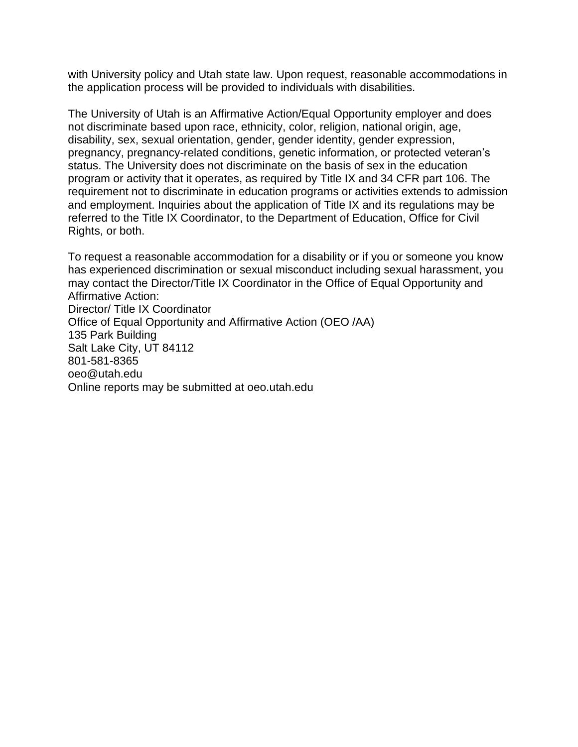with University policy and Utah state law. Upon request, reasonable accommodations in the application process will be provided to individuals with disabilities.

The University of Utah is an Affirmative Action/Equal Opportunity employer and does not discriminate based upon race, ethnicity, color, religion, national origin, age, disability, sex, sexual orientation, gender, gender identity, gender expression, pregnancy, pregnancy-related conditions, genetic information, or protected veteran's status. The University does not discriminate on the basis of sex in the education program or activity that it operates, as required by Title IX and 34 CFR part 106. The requirement not to discriminate in education programs or activities extends to admission and employment. Inquiries about the application of Title IX and its regulations may be referred to the Title IX Coordinator, to the Department of Education, Office for Civil Rights, or both.

To request a reasonable accommodation for a disability or if you or someone you know has experienced discrimination or sexual misconduct including sexual harassment, you may contact the Director/Title IX Coordinator in the Office of Equal Opportunity and Affirmative Action:
Director/ Title IX Coordinator
Office of Equal Opportunity and Affirmative Action (OEO /AA)
135 Park Building
Salt Lake City, UT 84112
801-581-8365
oeo@utah.edu
Online reports may be submitted at oeo.utah.edu